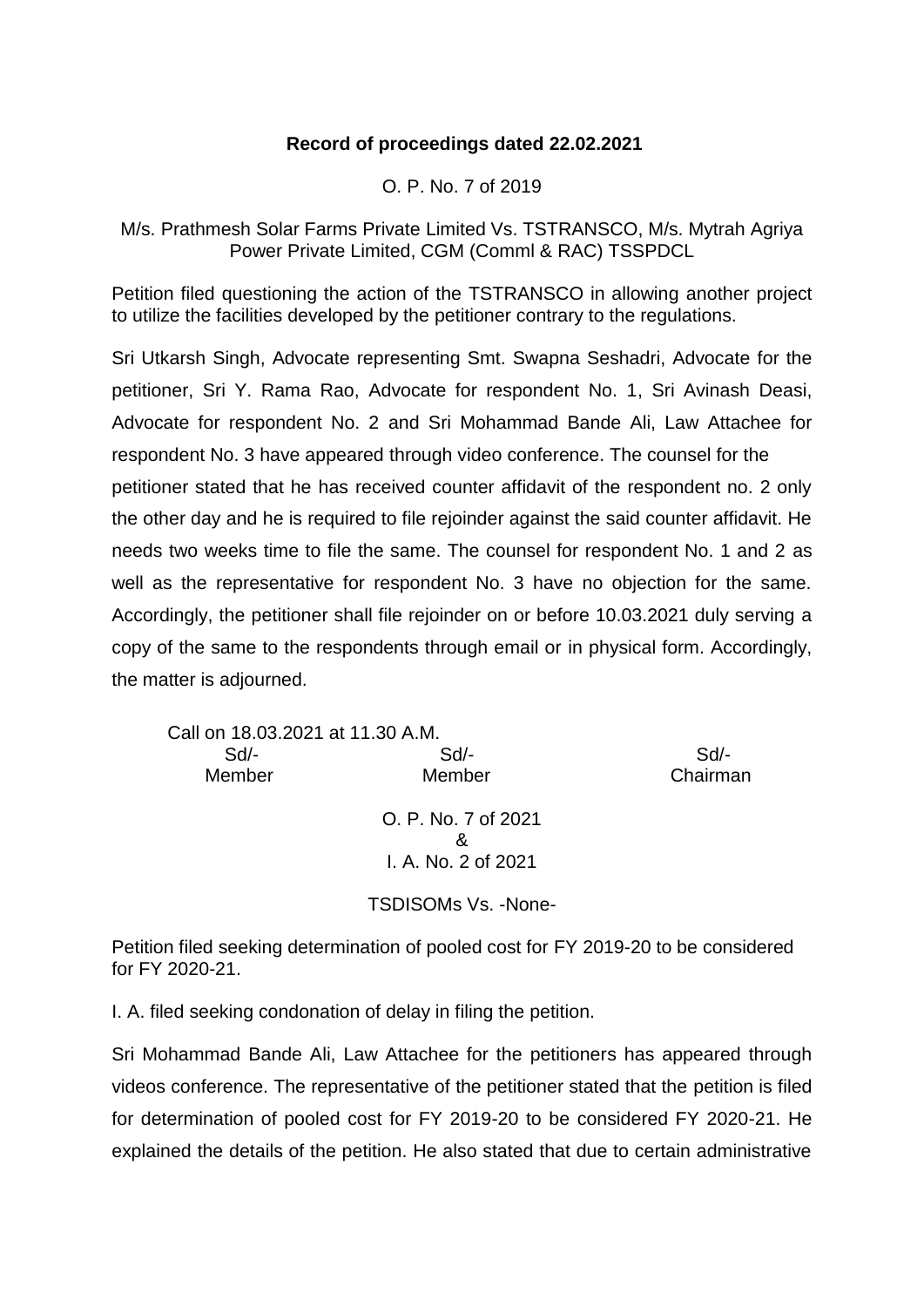**Record of proceedings dated 22.02.2021**

O. P. No. 7 of 2019

M/s. Prathmesh Solar Farms Private Limited Vs. TSTRANSCO, M/s. Mytrah Agriya Power Private Limited, CGM (Comml & RAC) TSSPDCL

Petition filed questioning the action of the TSTRANSCO in allowing another project to utilize the facilities developed by the petitioner contrary to the regulations.

Sri Utkarsh Singh, Advocate representing Smt. Swapna Seshadri, Advocate for the petitioner, Sri Y. Rama Rao, Advocate for respondent No. 1, Sri Avinash Deasi, Advocate for respondent No. 2 and Sri Mohammad Bande Ali, Law Attachee for respondent No. 3 have appeared through video conference. The counsel for the petitioner stated that he has received counter affidavit of the respondent no. 2 only the other day and he is required to file rejoinder against the said counter affidavit. He needs two weeks time to file the same. The counsel for respondent No. 1 and 2 as well as the representative for respondent No. 3 have no objection for the same. Accordingly, the petitioner shall file rejoinder on or before 10.03.2021 duly serving a copy of the same to the respondents through email or in physical form. Accordingly, the matter is adjourned.

Call on 18.03.2021 at 11.30 A.M.

| Sd/- | Sd/- | Sd/- |
|---|---|---|
| Member | Member | Chairman |

O. P. No. 7 of 2021
&
I. A. No. 2 of 2021

TSDISOMs Vs. -None-

Petition filed seeking determination of pooled cost for FY 2019-20 to be considered for FY 2020-21.

I. A. filed seeking condonation of delay in filing the petition.

Sri Mohammad Bande Ali, Law Attachee for the petitioners has appeared through videos conference. The representative of the petitioner stated that the petition is filed for determination of pooled cost for FY 2019-20 to be considered FY 2020-21. He explained the details of the petition. He also stated that due to certain administrative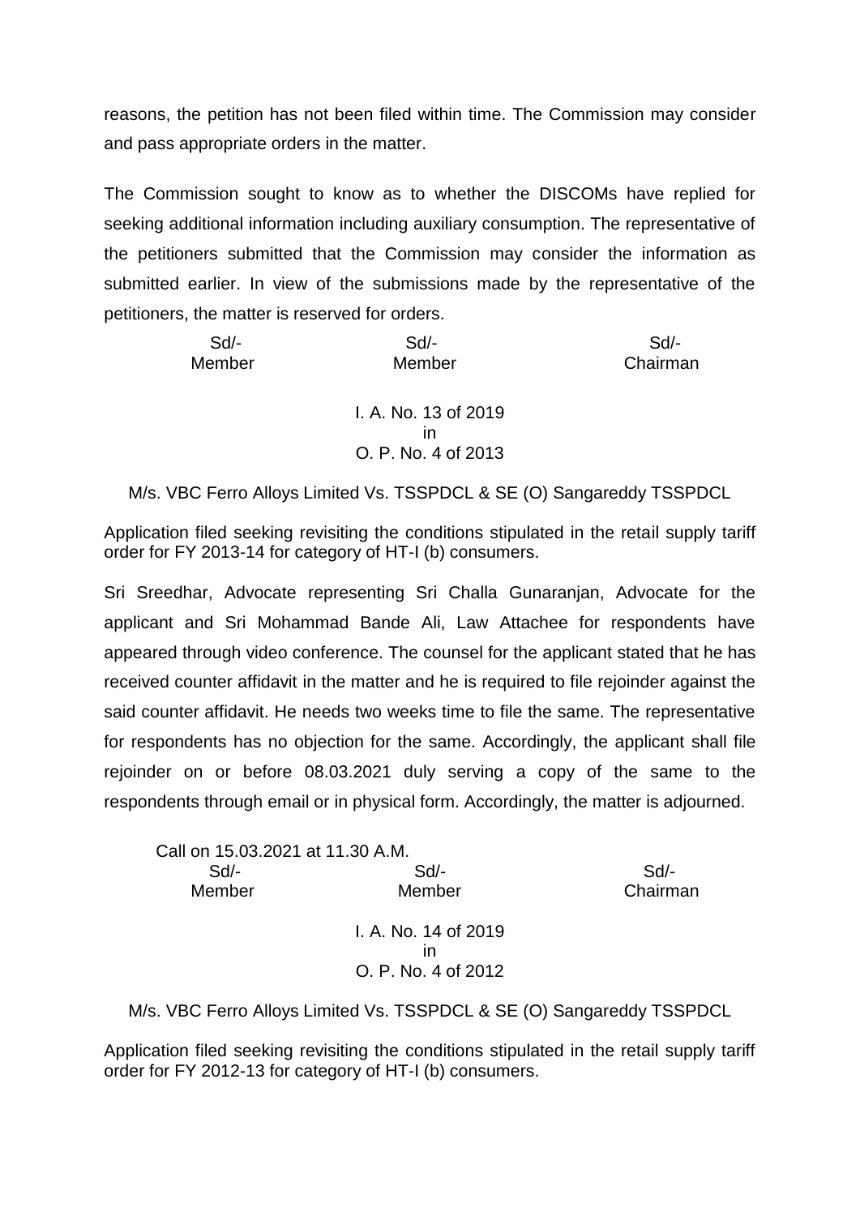reasons, the petition has not been filed within time. The Commission may consider and pass appropriate orders in the matter.

The Commission sought to know as to whether the DISCOMs have replied for seeking additional information including auxiliary consumption. The representative of the petitioners submitted that the Commission may consider the information as submitted earlier. In view of the submissions made by the representative of the petitioners, the matter is reserved for orders.

| Sd/- | Sd/- | Sd/- |
|---|---|---|
| Member | Member | Chairman |

I. A. No. 13 of 2019
in
O. P. No. 4 of 2013

M/s. VBC Ferro Alloys Limited Vs. TSSPDCL & SE (O) Sangareddy TSSPDCL

Application filed seeking revisiting the conditions stipulated in the retail supply tariff order for FY 2013-14 for category of HT-I (b) consumers.

Sri Sreedhar, Advocate representing Sri Challa Gunaranjan, Advocate for the applicant and Sri Mohammad Bande Ali, Law Attachee for respondents have appeared through video conference. The counsel for the applicant stated that he has received counter affidavit in the matter and he is required to file rejoinder against the said counter affidavit. He needs two weeks time to file the same. The representative for respondents has no objection for the same. Accordingly, the applicant shall file rejoinder on or before 08.03.2021 duly serving a copy of the same to the respondents through email or in physical form. Accordingly, the matter is adjourned.

Call on 15.03.2021 at 11.30 A.M.

| Sd/- | Sd/- | Sd/- |
|---|---|---|
| Member | Member | Chairman |

I. A. No. 14 of 2019
in
O. P. No. 4 of 2012

M/s. VBC Ferro Alloys Limited Vs. TSSPDCL & SE (O) Sangareddy TSSPDCL

Application filed seeking revisiting the conditions stipulated in the retail supply tariff order for FY 2012-13 for category of HT-I (b) consumers.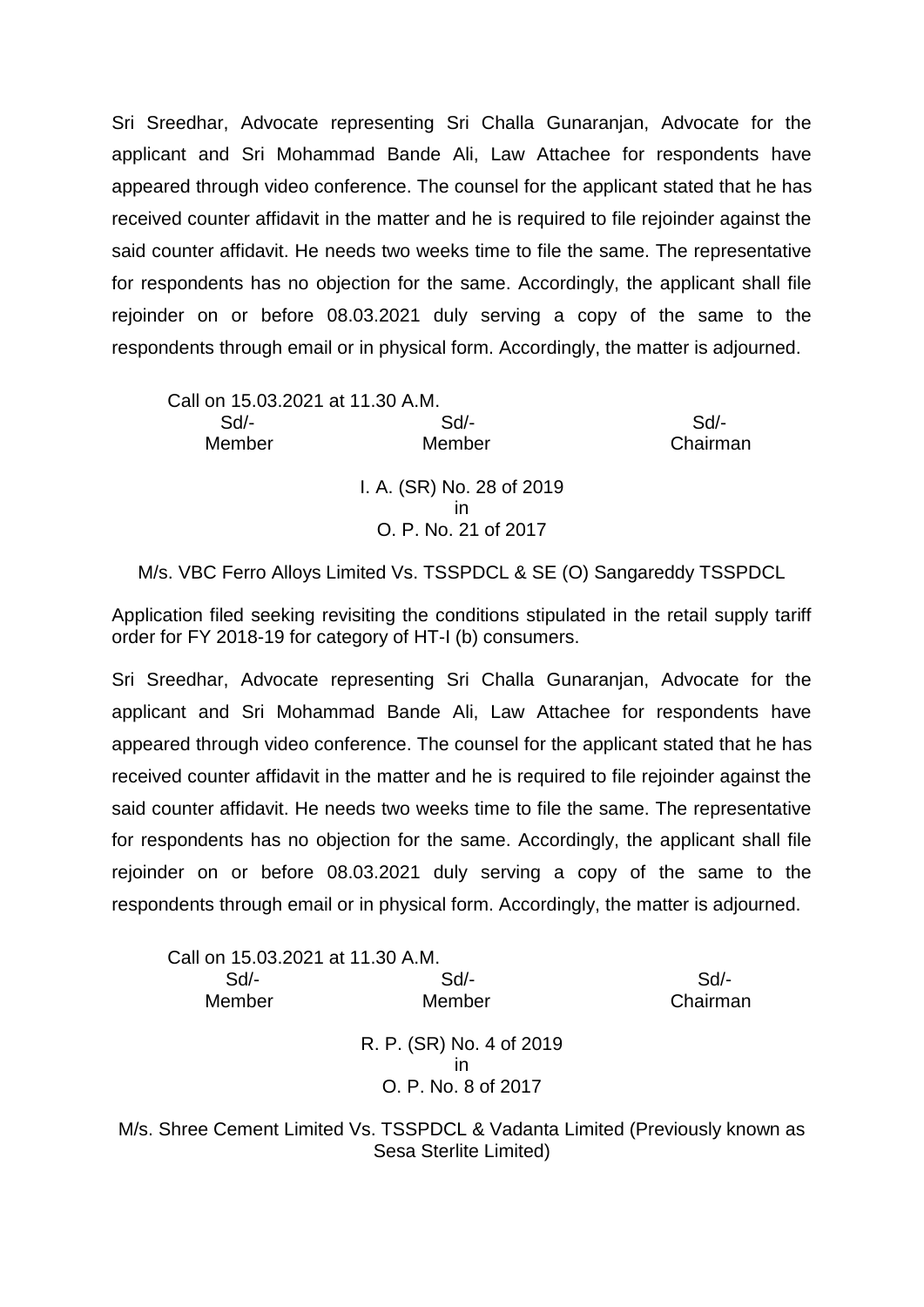Sri Sreedhar, Advocate representing Sri Challa Gunaranjan, Advocate for the applicant and Sri Mohammad Bande Ali, Law Attachee for respondents have appeared through video conference. The counsel for the applicant stated that he has received counter affidavit in the matter and he is required to file rejoinder against the said counter affidavit. He needs two weeks time to file the same. The representative for respondents has no objection for the same. Accordingly, the applicant shall file rejoinder on or before 08.03.2021 duly serving a copy of the same to the respondents through email or in physical form. Accordingly, the matter is adjourned.

Call on 15.03.2021 at 11.30 A.M.

| Sd/- | Sd/- | Sd/- |
|---|---|---|
| Member | Member | Chairman |

I. A. (SR) No. 28 of 2019
in
O. P. No. 21 of 2017

M/s. VBC Ferro Alloys Limited Vs. TSSPDCL & SE (O) Sangareddy TSSPDCL

Application filed seeking revisiting the conditions stipulated in the retail supply tariff order for FY 2018-19 for category of HT-I (b) consumers.

Sri Sreedhar, Advocate representing Sri Challa Gunaranjan, Advocate for the applicant and Sri Mohammad Bande Ali, Law Attachee for respondents have appeared through video conference. The counsel for the applicant stated that he has received counter affidavit in the matter and he is required to file rejoinder against the said counter affidavit. He needs two weeks time to file the same. The representative for respondents has no objection for the same. Accordingly, the applicant shall file rejoinder on or before 08.03.2021 duly serving a copy of the same to the respondents through email or in physical form. Accordingly, the matter is adjourned.

Call on 15.03.2021 at 11.30 A.M.

| Sd/- | Sd/- | Sd/- |
|---|---|---|
| Member | Member | Chairman |

R. P. (SR) No. 4 of 2019
in
O. P. No. 8 of 2017

M/s. Shree Cement Limited Vs. TSSPDCL & Vadanta Limited (Previously known as Sesa Sterlite Limited)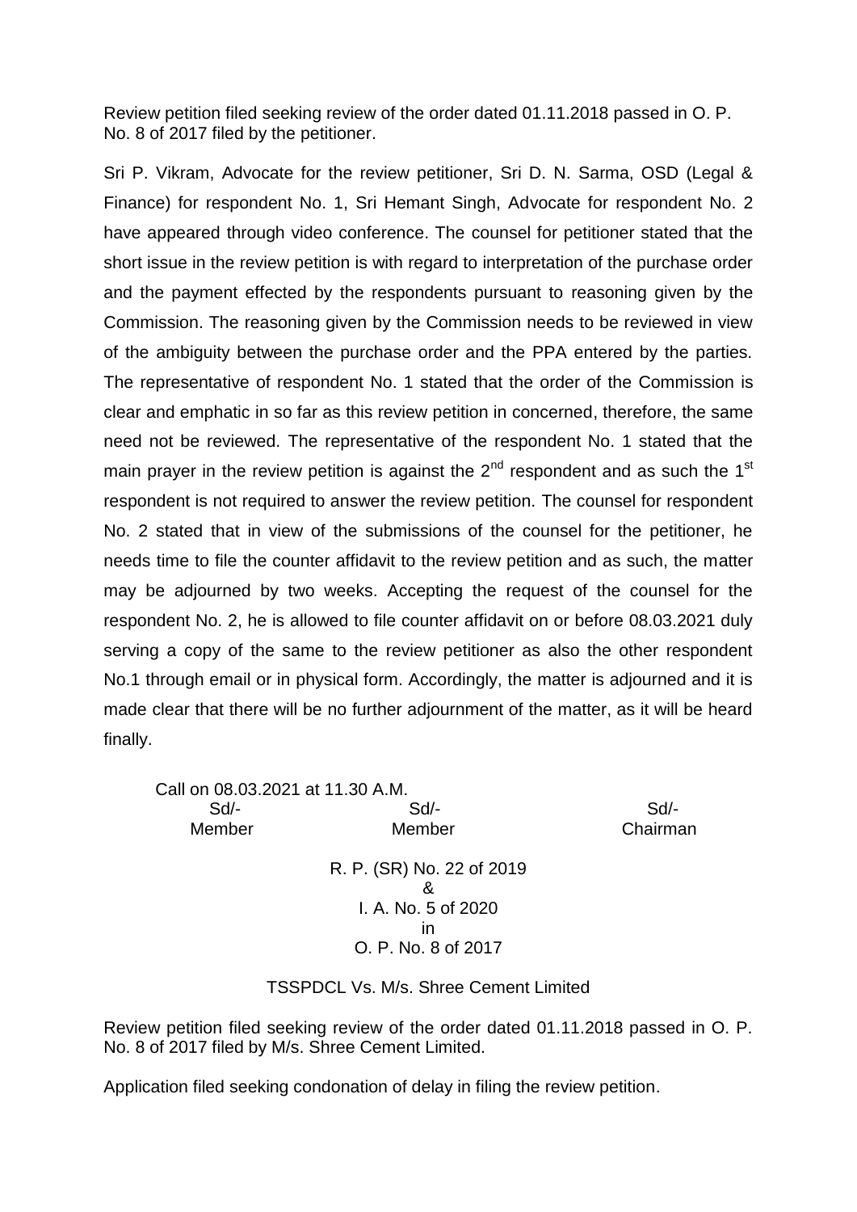Review petition filed seeking review of the order dated 01.11.2018 passed in O. P. No. 8 of 2017 filed by the petitioner.

Sri P. Vikram, Advocate for the review petitioner, Sri D. N. Sarma, OSD (Legal & Finance) for respondent No. 1, Sri Hemant Singh, Advocate for respondent No. 2 have appeared through video conference. The counsel for petitioner stated that the short issue in the review petition is with regard to interpretation of the purchase order and the payment effected by the respondents pursuant to reasoning given by the Commission. The reasoning given by the Commission needs to be reviewed in view of the ambiguity between the purchase order and the PPA entered by the parties. The representative of respondent No. 1 stated that the order of the Commission is clear and emphatic in so far as this review petition in concerned, therefore, the same need not be reviewed. The representative of the respondent No. 1 stated that the main prayer in the review petition is against the 2nd respondent and as such the 1st respondent is not required to answer the review petition. The counsel for respondent No. 2 stated that in view of the submissions of the counsel for the petitioner, he needs time to file the counter affidavit to the review petition and as such, the matter may be adjourned by two weeks. Accepting the request of the counsel for the respondent No. 2, he is allowed to file counter affidavit on or before 08.03.2021 duly serving a copy of the same to the review petitioner as also the other respondent No.1 through email or in physical form. Accordingly, the matter is adjourned and it is made clear that there will be no further adjournment of the matter, as it will be heard finally.

Call on 08.03.2021 at 11.30 A.M.

| Sd/- | Sd/- | Sd/- |
|---|---|---|
| Member | Member | Chairman |

R. P. (SR) No. 22 of 2019
&
I. A. No. 5 of 2020
in
O. P. No. 8 of 2017

TSSPDCL Vs. M/s. Shree Cement Limited

Review petition filed seeking review of the order dated 01.11.2018 passed in O. P. No. 8 of 2017 filed by M/s. Shree Cement Limited.

Application filed seeking condonation of delay in filing the review petition.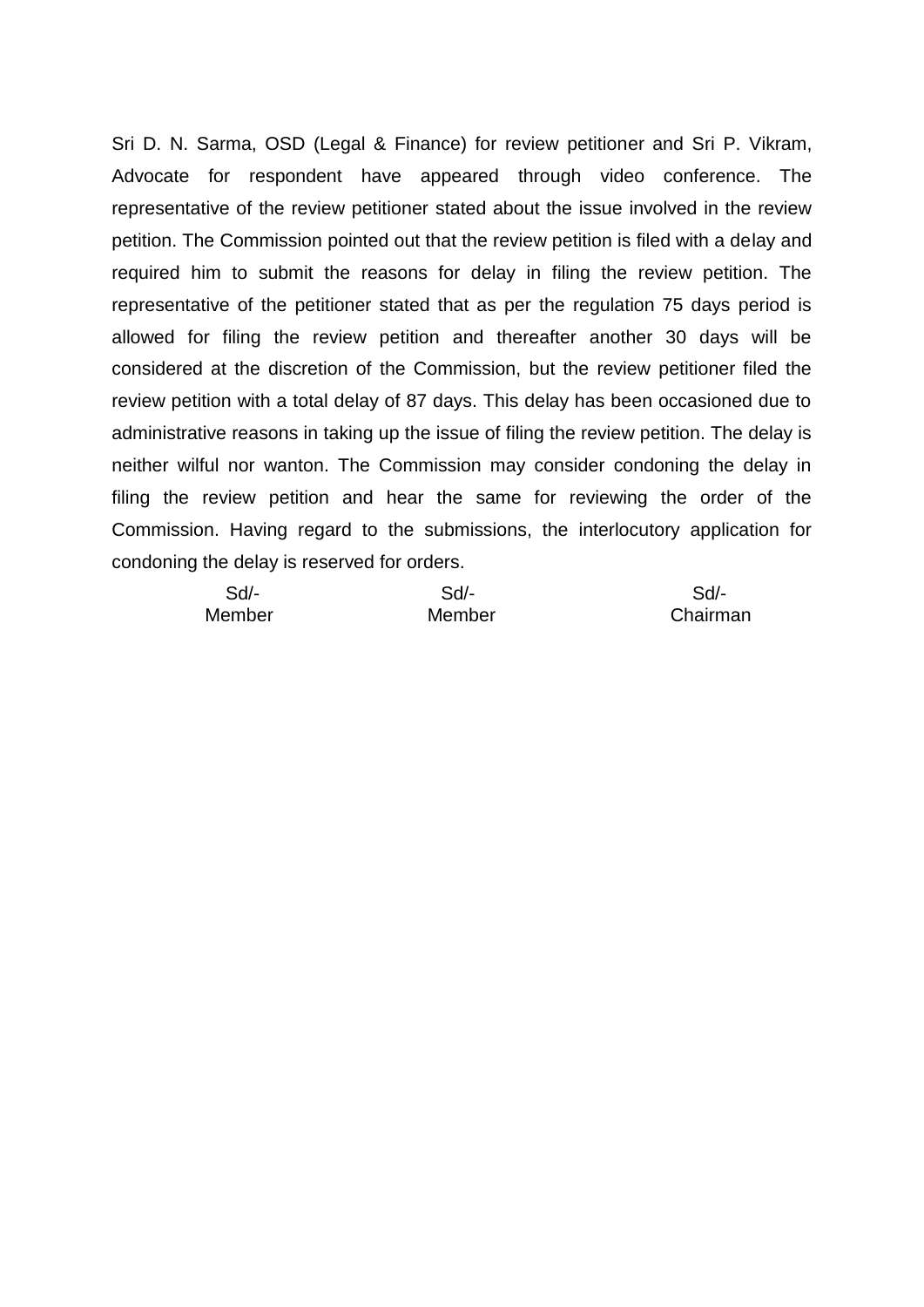Sri D. N. Sarma, OSD (Legal & Finance) for review petitioner and Sri P. Vikram, Advocate for respondent have appeared through video conference. The representative of the review petitioner stated about the issue involved in the review petition. The Commission pointed out that the review petition is filed with a delay and required him to submit the reasons for delay in filing the review petition. The representative of the petitioner stated that as per the regulation 75 days period is allowed for filing the review petition and thereafter another 30 days will be considered at the discretion of the Commission, but the review petitioner filed the review petition with a total delay of 87 days. This delay has been occasioned due to administrative reasons in taking up the issue of filing the review petition. The delay is neither wilful nor wanton. The Commission may consider condoning the delay in filing the review petition and hear the same for reviewing the order of the Commission. Having regard to the submissions, the interlocutory application for condoning the delay is reserved for orders.

| | | |
|---|---|---|
| Sd/- | Sd/- | Sd/- |
| Member | Member | Chairman |